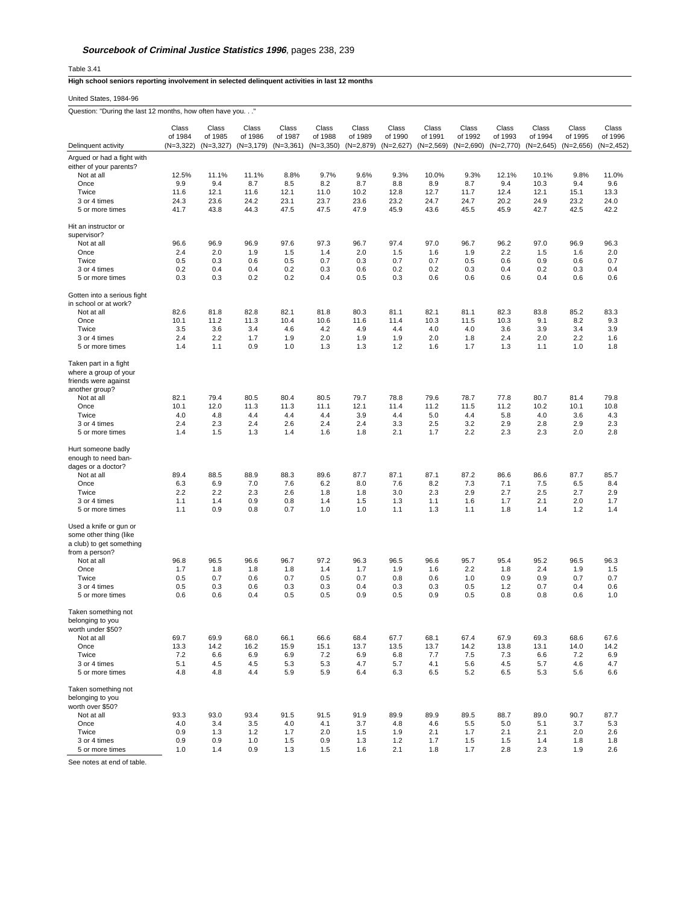***Sourcebook of Criminal Justice Statistics 1996*, pages 238, 239**

Table 3.41

**High school seniors reporting involvement in selected delinquent activities in last 12 months**

United States, 1984-96

Question: "During the last 12 months, how often have you. . ."

| Delinquent activity | Class of 1984 (N=3,322) | Class of 1985 (N=3,327) | Class of 1986 (N=3,179) | Class of 1987 (N=3,361) | Class of 1988 (N=3,350) | Class of 1989 (N=2,879) | Class of 1990 (N=2,627) | Class of 1991 (N=2,569) | Class of 1992 (N=2,690) | Class of 1993 (N=2,770) | Class of 1994 (N=2,645) | Class of 1995 (N=2,656) | Class of 1996 (N=2,452) |
|---|---|---|---|---|---|---|---|---|---|---|---|---|---|
| Argued or had a fight with either of your parents? | | | | | | | | | | | | | |
| Not at all | 12.5% | 11.1% | 11.1% | 8.8% | 9.7% | 9.6% | 9.3% | 10.0% | 9.3% | 12.1% | 10.1% | 9.8% | 11.0% |
| Once | 9.9 | 9.4 | 8.7 | 8.5 | 8.2 | 8.7 | 8.8 | 8.9 | 8.7 | 9.4 | 10.3 | 9.4 | 9.6 |
| Twice | 11.6 | 12.1 | 11.6 | 12.1 | 11.0 | 10.2 | 12.8 | 12.7 | 11.7 | 12.4 | 12.1 | 15.1 | 13.3 |
| 3 or 4 times | 24.3 | 23.6 | 24.2 | 23.1 | 23.7 | 23.6 | 23.2 | 24.7 | 24.7 | 20.2 | 24.9 | 23.2 | 24.0 |
| 5 or more times | 41.7 | 43.8 | 44.3 | 47.5 | 47.5 | 47.9 | 45.9 | 43.6 | 45.5 | 45.9 | 42.7 | 42.5 | 42.2 |
| Hit an instructor or supervisor? | | | | | | | | | | | | | |
| Not at all | 96.6 | 96.9 | 96.9 | 97.6 | 97.3 | 96.7 | 97.4 | 97.0 | 96.7 | 96.2 | 97.0 | 96.9 | 96.3 |
| Once | 2.4 | 2.0 | 1.9 | 1.5 | 1.4 | 2.0 | 1.5 | 1.6 | 1.9 | 2.2 | 1.5 | 1.6 | 2.0 |
| Twice | 0.5 | 0.3 | 0.6 | 0.5 | 0.7 | 0.3 | 0.7 | 0.7 | 0.5 | 0.6 | 0.9 | 0.6 | 0.7 |
| 3 or 4 times | 0.2 | 0.4 | 0.4 | 0.2 | 0.3 | 0.6 | 0.2 | 0.2 | 0.3 | 0.4 | 0.2 | 0.3 | 0.4 |
| 5 or more times | 0.3 | 0.3 | 0.2 | 0.2 | 0.4 | 0.5 | 0.3 | 0.6 | 0.6 | 0.6 | 0.4 | 0.6 | 0.6 |
| Gotten into a serious fight in school or at work? | | | | | | | | | | | | | |
| Not at all | 82.6 | 81.8 | 82.8 | 82.1 | 81.8 | 80.3 | 81.1 | 82.1 | 81.1 | 82.3 | 83.8 | 85.2 | 83.3 |
| Once | 10.1 | 11.2 | 11.3 | 10.4 | 10.6 | 11.6 | 11.4 | 10.3 | 11.5 | 10.3 | 9.1 | 8.2 | 9.3 |
| Twice | 3.5 | 3.6 | 3.4 | 4.6 | 4.2 | 4.9 | 4.4 | 4.0 | 4.0 | 3.6 | 3.9 | 3.4 | 3.9 |
| 3 or 4 times | 2.4 | 2.2 | 1.7 | 1.9 | 2.0 | 1.9 | 1.9 | 2.0 | 1.8 | 2.4 | 2.0 | 2.2 | 1.6 |
| 5 or more times | 1.4 | 1.1 | 0.9 | 1.0 | 1.3 | 1.3 | 1.2 | 1.6 | 1.7 | 1.3 | 1.1 | 1.0 | 1.8 |
| Taken part in a fight where a group of your friends were against another group? | | | | | | | | | | | | | |
| Not at all | 82.1 | 79.4 | 80.5 | 80.4 | 80.5 | 79.7 | 78.8 | 79.6 | 78.7 | 77.8 | 80.7 | 81.4 | 79.8 |
| Once | 10.1 | 12.0 | 11.3 | 11.3 | 11.1 | 12.1 | 11.4 | 11.2 | 11.5 | 11.2 | 10.2 | 10.1 | 10.8 |
| Twice | 4.0 | 4.8 | 4.4 | 4.4 | 4.4 | 3.9 | 4.4 | 5.0 | 4.4 | 5.8 | 4.0 | 3.6 | 4.3 |
| 3 or 4 times | 2.4 | 2.3 | 2.4 | 2.6 | 2.4 | 2.4 | 3.3 | 2.5 | 3.2 | 2.9 | 2.8 | 2.9 | 2.3 |
| 5 or more times | 1.4 | 1.5 | 1.3 | 1.4 | 1.6 | 1.8 | 2.1 | 1.7 | 2.2 | 2.3 | 2.3 | 2.0 | 2.8 |
| Hurt someone badly enough to need bandages or a doctor? | | | | | | | | | | | | | |
| Not at all | 89.4 | 88.5 | 88.9 | 88.3 | 89.6 | 87.7 | 87.1 | 87.1 | 87.2 | 86.6 | 86.6 | 87.7 | 85.7 |
| Once | 6.3 | 6.9 | 7.0 | 7.6 | 6.2 | 8.0 | 7.6 | 8.2 | 7.3 | 7.1 | 7.5 | 6.5 | 8.4 |
| Twice | 2.2 | 2.2 | 2.3 | 2.6 | 1.8 | 1.8 | 3.0 | 2.3 | 2.9 | 2.7 | 2.5 | 2.7 | 2.9 |
| 3 or 4 times | 1.1 | 1.4 | 0.9 | 0.8 | 1.4 | 1.5 | 1.3 | 1.1 | 1.6 | 1.7 | 2.1 | 2.0 | 1.7 |
| 5 or more times | 1.1 | 0.9 | 0.8 | 0.7 | 1.0 | 1.0 | 1.1 | 1.3 | 1.1 | 1.8 | 1.4 | 1.2 | 1.4 |
| Used a knife or gun or some other thing (like a club) to get something from a person? | | | | | | | | | | | | | |
| Not at all | 96.8 | 96.5 | 96.6 | 96.7 | 97.2 | 96.3 | 96.5 | 96.6 | 95.7 | 95.4 | 95.2 | 96.5 | 96.3 |
| Once | 1.7 | 1.8 | 1.8 | 1.8 | 1.4 | 1.7 | 1.9 | 1.6 | 2.2 | 1.8 | 2.4 | 1.9 | 1.5 |
| Twice | 0.5 | 0.7 | 0.6 | 0.7 | 0.5 | 0.7 | 0.8 | 0.6 | 1.0 | 0.9 | 0.9 | 0.7 | 0.7 |
| 3 or 4 times | 0.5 | 0.3 | 0.6 | 0.3 | 0.3 | 0.4 | 0.3 | 0.3 | 0.5 | 1.2 | 0.7 | 0.4 | 0.6 |
| 5 or more times | 0.6 | 0.6 | 0.4 | 0.5 | 0.5 | 0.9 | 0.5 | 0.9 | 0.5 | 0.8 | 0.8 | 0.6 | 1.0 |
| Taken something not belonging to you worth under $50? | | | | | | | | | | | | | |
| Not at all | 69.7 | 69.9 | 68.0 | 66.1 | 66.6 | 68.4 | 67.7 | 68.1 | 67.4 | 67.9 | 69.3 | 68.6 | 67.6 |
| Once | 13.3 | 14.2 | 16.2 | 15.9 | 15.1 | 13.7 | 13.5 | 13.7 | 14.2 | 13.8 | 13.1 | 14.0 | 14.2 |
| Twice | 7.2 | 6.6 | 6.9 | 6.9 | 7.2 | 6.9 | 6.8 | 7.7 | 7.5 | 7.3 | 6.6 | 7.2 | 6.9 |
| 3 or 4 times | 5.1 | 4.5 | 4.5 | 5.3 | 5.3 | 4.7 | 5.7 | 4.1 | 5.6 | 4.5 | 5.7 | 4.6 | 4.7 |
| 5 or more times | 4.8 | 4.8 | 4.4 | 5.9 | 5.9 | 6.4 | 6.3 | 6.5 | 5.2 | 6.5 | 5.3 | 5.6 | 6.6 |
| Taken something not belonging to you worth over $50? | | | | | | | | | | | | | |
| Not at all | 93.3 | 93.0 | 93.4 | 91.5 | 91.5 | 91.9 | 89.9 | 89.9 | 89.5 | 88.7 | 89.0 | 90.7 | 87.7 |
| Once | 4.0 | 3.4 | 3.5 | 4.0 | 4.1 | 3.7 | 4.8 | 4.6 | 5.5 | 5.0 | 5.1 | 3.7 | 5.3 |
| Twice | 0.9 | 1.3 | 1.2 | 1.7 | 2.0 | 1.5 | 1.9 | 2.1 | 1.7 | 2.1 | 2.1 | 2.0 | 2.6 |
| 3 or 4 times | 0.9 | 0.9 | 1.0 | 1.5 | 0.9 | 1.3 | 1.2 | 1.7 | 1.5 | 1.5 | 1.4 | 1.8 | 1.8 |
| 5 or more times | 1.0 | 1.4 | 0.9 | 1.3 | 1.5 | 1.6 | 2.1 | 1.8 | 1.7 | 2.8 | 2.3 | 1.9 | 2.6 |

See notes at end of table.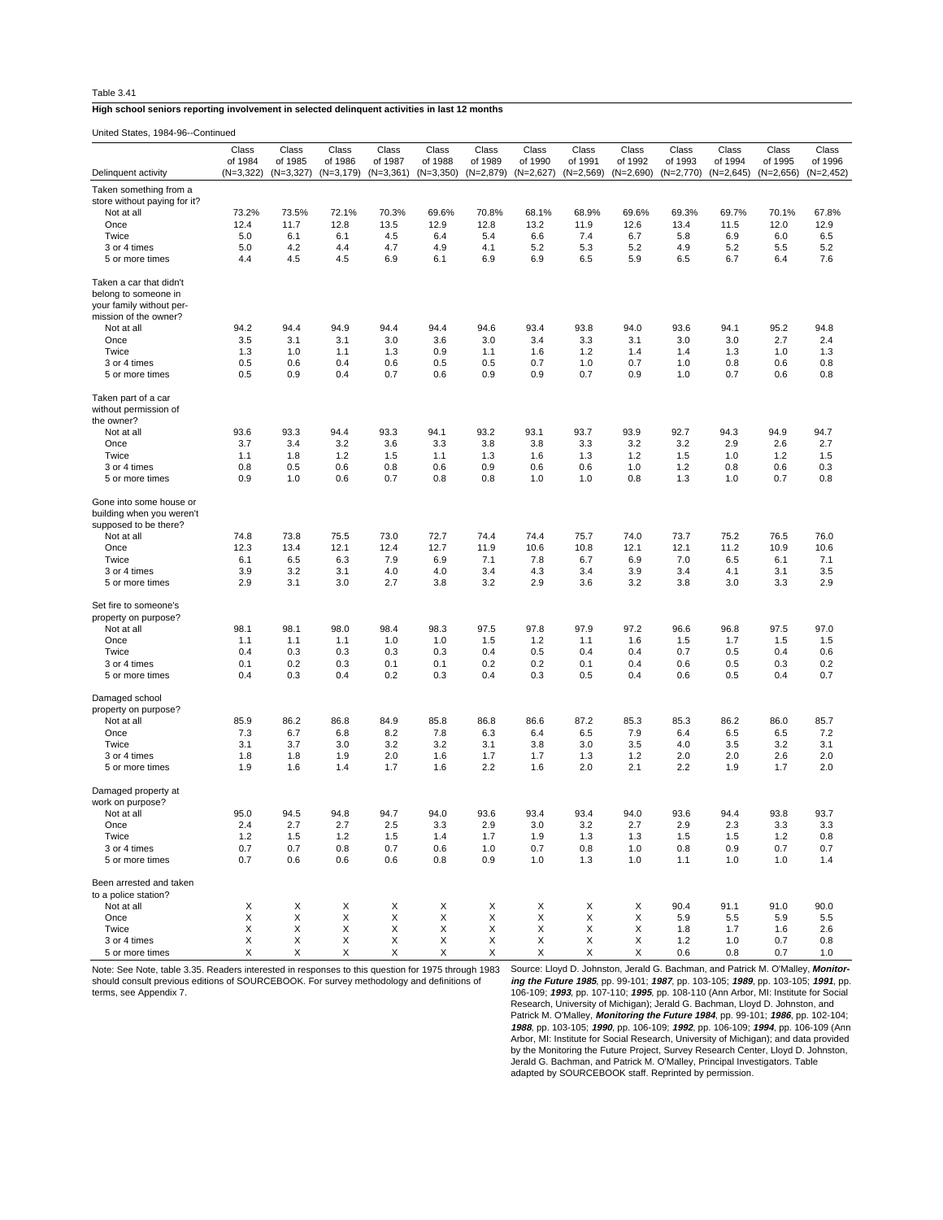Table 3.41

**High school seniors reporting involvement in selected delinquent activities in last 12 months**

United States, 1984-96--Continued

| Delinquent activity | Class of 1984 (N=3,322) | Class of 1985 (N=3,327) | Class of 1986 (N=3,179) | Class of 1987 (N=3,361) | Class of 1988 (N=3,350) | Class of 1989 (N=2,879) | Class of 1990 (N=2,627) | Class of 1991 (N=2,569) | Class of 1992 (N=2,690) | Class of 1993 (N=2,770) | Class of 1994 (N=2,645) | Class of 1995 (N=2,656) | Class of 1996 (N=2,452) |
|---|---|---|---|---|---|---|---|---|---|---|---|---|---|
| Taken something from a store without paying for it? | | | | | | | | | | | | | |
| Not at all | 73.2% | 73.5% | 72.1% | 70.3% | 69.6% | 70.8% | 68.1% | 68.9% | 69.6% | 69.3% | 69.7% | 70.1% | 67.8% |
| Once | 12.4 | 11.7 | 12.8 | 13.5 | 12.9 | 12.8 | 13.2 | 11.9 | 12.6 | 13.4 | 11.5 | 12.0 | 12.9 |
| Twice | 5.0 | 6.1 | 6.1 | 4.5 | 6.4 | 5.4 | 6.6 | 7.4 | 6.7 | 5.8 | 6.9 | 6.0 | 6.5 |
| 3 or 4 times | 5.0 | 4.2 | 4.4 | 4.7 | 4.9 | 4.1 | 5.2 | 5.3 | 5.2 | 4.9 | 5.2 | 5.5 | 5.2 |
| 5 or more times | 4.4 | 4.5 | 4.5 | 6.9 | 6.1 | 6.9 | 6.9 | 6.5 | 5.9 | 6.5 | 6.7 | 6.4 | 7.6 |
| Taken a car that didn't belong to someone in your family without permission of the owner? | | | | | | | | | | | | | |
| Not at all | 94.2 | 94.4 | 94.9 | 94.4 | 94.4 | 94.6 | 93.4 | 93.8 | 94.0 | 93.6 | 94.1 | 95.2 | 94.8 |
| Once | 3.5 | 3.1 | 3.1 | 3.0 | 3.6 | 3.0 | 3.4 | 3.3 | 3.1 | 3.0 | 3.0 | 2.7 | 2.4 |
| Twice | 1.3 | 1.0 | 1.1 | 1.3 | 0.9 | 1.1 | 1.6 | 1.2 | 1.4 | 1.4 | 1.3 | 1.0 | 1.3 |
| 3 or 4 times | 0.5 | 0.6 | 0.4 | 0.6 | 0.5 | 0.5 | 0.7 | 1.0 | 0.7 | 1.0 | 0.8 | 0.6 | 0.8 |
| 5 or more times | 0.5 | 0.9 | 0.4 | 0.7 | 0.6 | 0.9 | 0.9 | 0.7 | 0.9 | 1.0 | 0.7 | 0.6 | 0.8 |
| Taken part of a car without permission of the owner? | | | | | | | | | | | | | |
| Not at all | 93.6 | 93.3 | 94.4 | 93.3 | 94.1 | 93.2 | 93.1 | 93.7 | 93.9 | 92.7 | 94.3 | 94.9 | 94.7 |
| Once | 3.7 | 3.4 | 3.2 | 3.6 | 3.3 | 3.8 | 3.8 | 3.3 | 3.2 | 3.2 | 2.9 | 2.6 | 2.7 |
| Twice | 1.1 | 1.8 | 1.2 | 1.5 | 1.1 | 1.3 | 1.6 | 1.3 | 1.2 | 1.5 | 1.0 | 1.2 | 1.5 |
| 3 or 4 times | 0.8 | 0.5 | 0.6 | 0.8 | 0.6 | 0.9 | 0.6 | 0.6 | 1.0 | 1.2 | 0.8 | 0.6 | 0.3 |
| 5 or more times | 0.9 | 1.0 | 0.6 | 0.7 | 0.8 | 0.8 | 1.0 | 1.0 | 0.8 | 1.3 | 1.0 | 0.7 | 0.8 |
| Gone into some house or building when you weren't supposed to be there? | | | | | | | | | | | | | |
| Not at all | 74.8 | 73.8 | 75.5 | 73.0 | 72.7 | 74.4 | 74.4 | 75.7 | 74.0 | 73.7 | 75.2 | 76.5 | 76.0 |
| Once | 12.3 | 13.4 | 12.1 | 12.4 | 12.7 | 11.9 | 10.6 | 10.8 | 12.1 | 12.1 | 11.2 | 10.9 | 10.6 |
| Twice | 6.1 | 6.5 | 6.3 | 7.9 | 6.9 | 7.1 | 7.8 | 6.7 | 6.9 | 7.0 | 6.5 | 6.1 | 7.1 |
| 3 or 4 times | 3.9 | 3.2 | 3.1 | 4.0 | 4.0 | 3.4 | 4.3 | 3.4 | 3.9 | 3.4 | 4.1 | 3.1 | 3.5 |
| 5 or more times | 2.9 | 3.1 | 3.0 | 2.7 | 3.8 | 3.2 | 2.9 | 3.6 | 3.2 | 3.8 | 3.0 | 3.3 | 2.9 |
| Set fire to someone's property on purpose? | | | | | | | | | | | | | |
| Not at all | 98.1 | 98.1 | 98.0 | 98.4 | 98.3 | 97.5 | 97.8 | 97.9 | 97.2 | 96.6 | 96.8 | 97.5 | 97.0 |
| Once | 1.1 | 1.1 | 1.1 | 1.0 | 1.0 | 1.5 | 1.2 | 1.1 | 1.6 | 1.5 | 1.7 | 1.5 | 1.5 |
| Twice | 0.4 | 0.3 | 0.3 | 0.3 | 0.3 | 0.4 | 0.5 | 0.4 | 0.4 | 0.7 | 0.5 | 0.4 | 0.6 |
| 3 or 4 times | 0.1 | 0.2 | 0.3 | 0.1 | 0.1 | 0.2 | 0.2 | 0.1 | 0.4 | 0.6 | 0.5 | 0.3 | 0.2 |
| 5 or more times | 0.4 | 0.3 | 0.4 | 0.2 | 0.3 | 0.4 | 0.3 | 0.5 | 0.4 | 0.6 | 0.5 | 0.4 | 0.7 |
| Damaged school property on purpose? | | | | | | | | | | | | | |
| Not at all | 85.9 | 86.2 | 86.8 | 84.9 | 85.8 | 86.8 | 86.6 | 87.2 | 85.3 | 85.3 | 86.2 | 86.0 | 85.7 |
| Once | 7.3 | 6.7 | 6.8 | 8.2 | 7.8 | 6.3 | 6.4 | 6.5 | 7.9 | 6.4 | 6.5 | 6.5 | 7.2 |
| Twice | 3.1 | 3.7 | 3.0 | 3.2 | 3.2 | 3.1 | 3.8 | 3.0 | 3.5 | 4.0 | 3.5 | 3.2 | 3.1 |
| 3 or 4 times | 1.8 | 1.8 | 1.9 | 2.0 | 1.6 | 1.7 | 1.7 | 1.3 | 1.2 | 2.0 | 2.0 | 2.6 | 2.0 |
| 5 or more times | 1.9 | 1.6 | 1.4 | 1.7 | 1.6 | 2.2 | 1.6 | 2.0 | 2.1 | 2.2 | 1.9 | 1.7 | 2.0 |
| Damaged property at work on purpose? | | | | | | | | | | | | | |
| Not at all | 95.0 | 94.5 | 94.8 | 94.7 | 94.0 | 93.6 | 93.4 | 93.4 | 94.0 | 93.6 | 94.4 | 93.8 | 93.7 |
| Once | 2.4 | 2.7 | 2.7 | 2.5 | 3.3 | 2.9 | 3.0 | 3.2 | 2.7 | 2.9 | 2.3 | 3.3 | 3.3 |
| Twice | 1.2 | 1.5 | 1.2 | 1.5 | 1.4 | 1.7 | 1.9 | 1.3 | 1.3 | 1.5 | 1.5 | 1.2 | 0.8 |
| 3 or 4 times | 0.7 | 0.7 | 0.8 | 0.7 | 0.6 | 1.0 | 0.7 | 0.8 | 1.0 | 0.8 | 0.9 | 0.7 | 0.7 |
| 5 or more times | 0.7 | 0.6 | 0.6 | 0.6 | 0.8 | 0.9 | 1.0 | 1.3 | 1.0 | 1.1 | 1.0 | 1.0 | 1.4 |
| Been arrested and taken to a police station? | | | | | | | | | | | | | |
| Not at all | X | X | X | X | X | X | X | X | X | 90.4 | 91.1 | 91.0 | 90.0 |
| Once | X | X | X | X | X | X | X | X | X | 5.9 | 5.5 | 5.9 | 5.5 |
| Twice | X | X | X | X | X | X | X | X | X | 1.8 | 1.7 | 1.6 | 2.6 |
| 3 or 4 times | X | X | X | X | X | X | X | X | X | 1.2 | 1.0 | 0.7 | 0.8 |
| 5 or more times | X | X | X | X | X | X | X | X | X | 0.6 | 0.8 | 0.7 | 1.0 |

Note: See Note, table 3.35. Readers interested in responses to this question for 1975 through 1983 should consult previous editions of SOURCEBOOK. For survey methodology and definitions of terms, see Appendix 7.

Source: Lloyd D. Johnston, Jerald G. Bachman, and Patrick M. O'Malley, ***Monitoring the Future 1985***, pp. 99-101; ***1987***, pp. 103-105; ***1989***, pp. 103-105; ***1991***, pp. 106-109; ***1993***, pp. 107-110; ***1995***, pp. 108-110 (Ann Arbor, MI: Institute for Social Research, University of Michigan); Jerald G. Bachman, Lloyd D. Johnston, and Patrick M. O'Malley, ***Monitoring the Future 1984***, pp. 99-101; ***1986***, pp. 102-104; ***1988***, pp. 103-105; ***1990***, pp. 106-109; ***1992***, pp. 106-109; ***1994***, pp. 106-109 (Ann Arbor, MI: Institute for Social Research, University of Michigan); and data provided by the Monitoring the Future Project, Survey Research Center, Lloyd D. Johnston, Jerald G. Bachman, and Patrick M. O'Malley, Principal Investigators. Table adapted by SOURCEBOOK staff. Reprinted by permission.